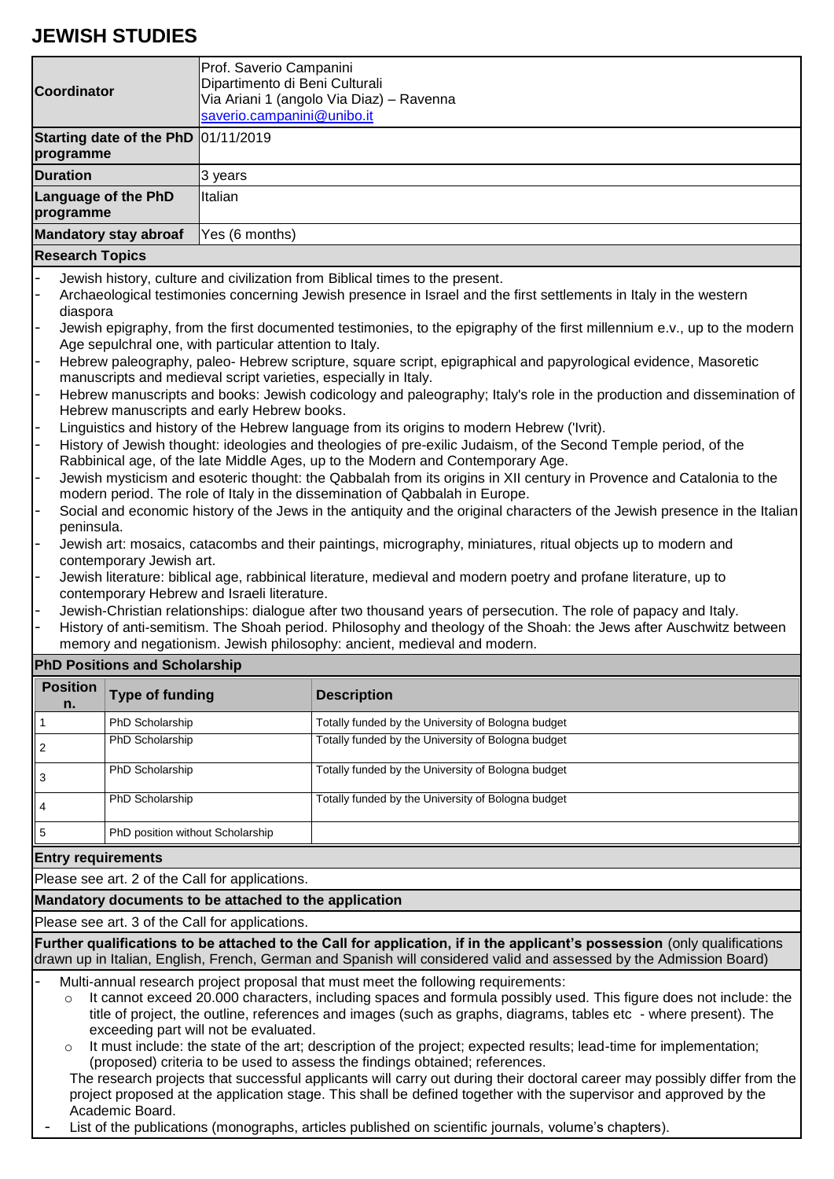# JEWISH STUDIES

| | |
|---|---|
| **Coordinator** | Prof. Saverio Campanini<br>Dipartimento di Beni Culturali<br>Via Ariani 1 (angolo Via Diaz) – Ravenna<br>saverio.campanini@unibo.it |
| **Starting date of the PhD programme** | 01/11/2019 |
| **Duration** | 3 years |
| **Language of the PhD programme** | Italian |
| **Mandatory stay abroad** | Yes (6 months) |

## Research Topics

- Jewish history, culture and civilization from Biblical times to the present.
- Archaeological testimonies concerning Jewish presence in Israel and the first settlements in Italy in the western diaspora
- Jewish epigraphy, from the first documented testimonies, to the epigraphy of the first millennium e.v., up to the modern Age sepulchral one, with particular attention to Italy.
- Hebrew paleography, paleo- Hebrew scripture, square script, epigraphical and papyrological evidence, Masoretic manuscripts and medieval script varieties, especially in Italy.
- Hebrew manuscripts and books: Jewish codicology and paleography; Italy's role in the production and dissemination of Hebrew manuscripts and early Hebrew books.
- Linguistics and history of the Hebrew language from its origins to modern Hebrew ('Ivrit).
- History of Jewish thought: ideologies and theologies of pre-exilic Judaism, of the Second Temple period, of the Rabbinical age, of the late Middle Ages, up to the Modern and Contemporary Age.
- Jewish mysticism and esoteric thought: the Qabbalah from its origins in XII century in Provence and Catalonia to the modern period. The role of Italy in the dissemination of Qabbalah in Europe.
- Social and economic history of the Jews in the antiquity and the original characters of the Jewish presence in the Italian peninsula.
- Jewish art: mosaics, catacombs and their paintings, micrography, miniatures, ritual objects up to modern and contemporary Jewish art.
- Jewish literature: biblical age, rabbinical literature, medieval and modern poetry and profane literature, up to contemporary Hebrew and Israeli literature.
- Jewish-Christian relationships: dialogue after two thousand years of persecution. The role of papacy and Italy.
- History of anti-semitism. The Shoah period. Philosophy and theology of the Shoah: the Jews after Auschwitz between memory and negationism. Jewish philosophy: ancient, medieval and modern.

## PhD Positions and Scholarship

| Position n. | Type of funding | Description |
|---|---|---|
| 1 | PhD Scholarship | Totally funded by the University of Bologna budget |
| 2 | PhD Scholarship | Totally funded by the University of Bologna budget |
| 3 | PhD Scholarship | Totally funded by the University of Bologna budget |
| 4 | PhD Scholarship | Totally funded by the University of Bologna budget |
| 5 | PhD position without Scholarship | |

## Entry requirements

Please see art. 2 of the Call for applications.

## Mandatory documents to be attached to the application

Please see art. 3 of the Call for applications.

**Further qualifications to be attached to the Call for application, if in the applicant's possession** (only qualifications drawn up in Italian, English, French, German and Spanish will considered valid and assessed by the Admission Board)

- Multi-annual research project proposal that must meet the following requirements:
  - It cannot exceed 20.000 characters, including spaces and formula possibly used. This figure does not include: the title of project, the outline, references and images (such as graphs, diagrams, tables etc - where present). The exceeding part will not be evaluated.
  - It must include: the state of the art; description of the project; expected results; lead-time for implementation; (proposed) criteria to be used to assess the findings obtained; references.

  The research projects that successful applicants will carry out during their doctoral career may possibly differ from the project proposed at the application stage. This shall be defined together with the supervisor and approved by the Academic Board.
- List of the publications (monographs, articles published on scientific journals, volume's chapters).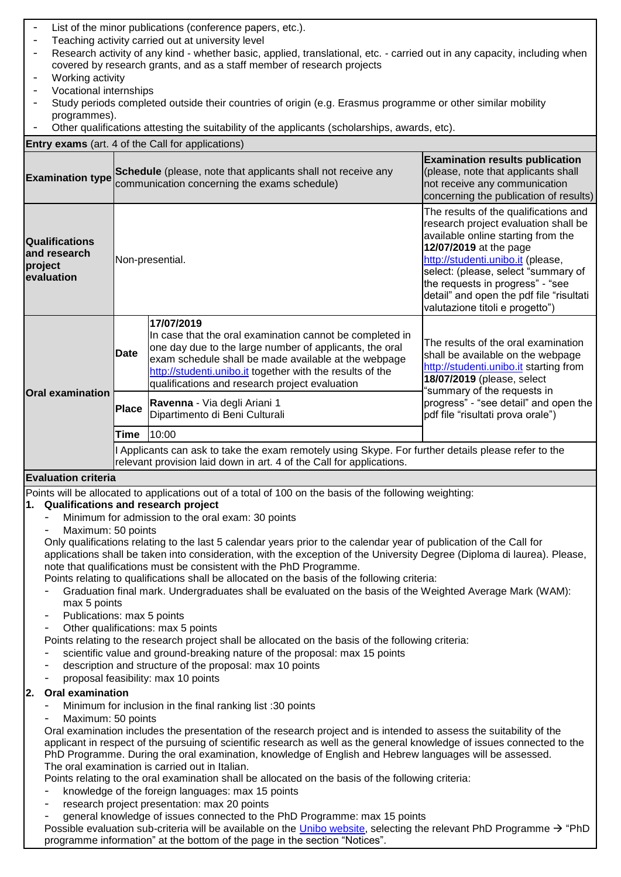- List of the minor publications (conference papers, etc.).
- Teaching activity carried out at university level
- Research activity of any kind - whether basic, applied, translational, etc. - carried out in any capacity, including when covered by research grants, and as a staff member of research projects
- Working activity
- Vocational internships
- Study periods completed outside their countries of origin (e.g. Erasmus programme or other similar mobility programmes).
- Other qualifications attesting the suitability of the applicants (scholarships, awards, etc).

**Entry exams** (art. 4 of the Call for applications)

| **Examination type** | **Schedule** (please, note that applicants shall not receive any communication concerning the exams schedule) | | **Examination results publication** (please, note that applicants shall not receive any communication concerning the publication of results) |
|---|---|---|---|
| **Qualifications and research project evaluation** | Non-presential. | | The results of the qualifications and research project evaluation shall be available online starting from the **12/07/2019** at the page http://studenti.unibo.it (please, select: (please, select "summary of the requests in progress" - "see detail" and open the pdf file "risultati valutazione titoli e progetto") |
| **Oral examination** | **Date** | **17/07/2019** In case that the oral examination cannot be completed in one day due to the large number of applicants, the oral exam schedule shall be made available at the webpage http://studenti.unibo.it together with the results of the qualifications and research project evaluation | The results of the oral examination shall be available on the webpage http://studenti.unibo.it starting from **18/07/2019** (please, select "summary of the requests in progress" - "see detail" and open the pdf file "risultati prova orale") |
| | **Place** | **Ravenna** - Via degli Ariani 1 Dipartimento di Beni Culturali | |
| | **Time** | 10:00 | |
| | I Applicants can ask to take the exam remotely using Skype. For further details please refer to the relevant provision laid down in art. 4 of the Call for applications. | | |

**Evaluation criteria**

Points will be allocated to applications out of a total of 100 on the basis of the following weighting:

1. **Qualifications and research project**
   - Minimum for admission to the oral exam: 30 points
   - Maximum: 50 points

   Only qualifications relating to the last 5 calendar years prior to the calendar year of publication of the Call for applications shall be taken into consideration, with the exception of the University Degree (Diploma di laurea). Please, note that qualifications must be consistent with the PhD Programme.

   Points relating to qualifications shall be allocated on the basis of the following criteria:
   - Graduation final mark. Undergraduates shall be evaluated on the basis of the Weighted Average Mark (WAM): max 5 points
   - Publications: max 5 points
   - Other qualifications: max 5 points

   Points relating to the research project shall be allocated on the basis of the following criteria:
   - scientific value and ground-breaking nature of the proposal: max 15 points
   - description and structure of the proposal: max 10 points
   - proposal feasibility: max 10 points

2. **Oral examination**
   - Minimum for inclusion in the final ranking list :30 points
   - Maximum: 50 points

   Oral examination includes the presentation of the research project and is intended to assess the suitability of the applicant in respect of the pursuing of scientific research as well as the general knowledge of issues connected to the PhD Programme. During the oral examination, knowledge of English and Hebrew languages will be assessed.
   The oral examination is carried out in Italian.

   Points relating to the oral examination shall be allocated on the basis of the following criteria:
   - knowledge of the foreign languages: max 15 points
   - research project presentation: max 20 points
   - general knowledge of issues connected to the PhD Programme: max 15 points

   Possible evaluation sub-criteria will be available on the Unibo website, selecting the relevant PhD Programme → "PhD programme information" at the bottom of the page in the section "Notices".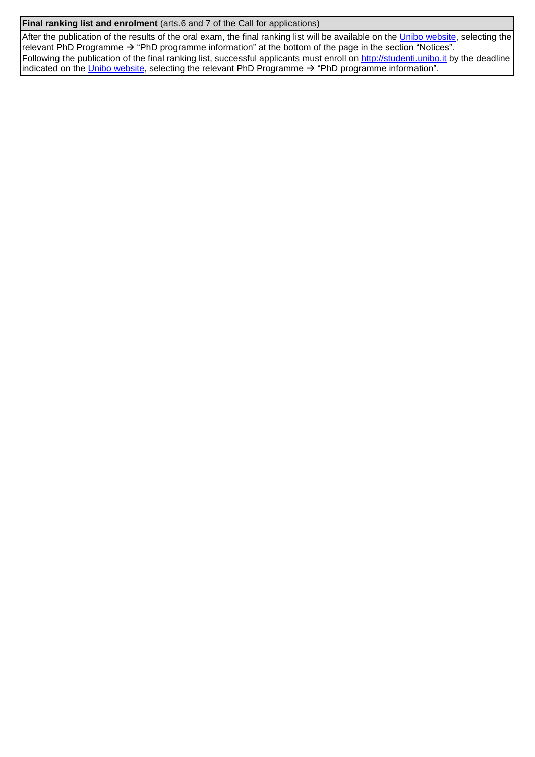**Final ranking list and enrolment** (arts.6 and 7 of the Call for applications)

After the publication of the results of the oral exam, the final ranking list will be available on the Unibo website, selecting the relevant PhD Programme → “PhD programme information” at the bottom of the page in the section “Notices”.
Following the publication of the final ranking list, successful applicants must enroll on http://studenti.unibo.it by the deadline indicated on the Unibo website, selecting the relevant PhD Programme → “PhD programme information”.